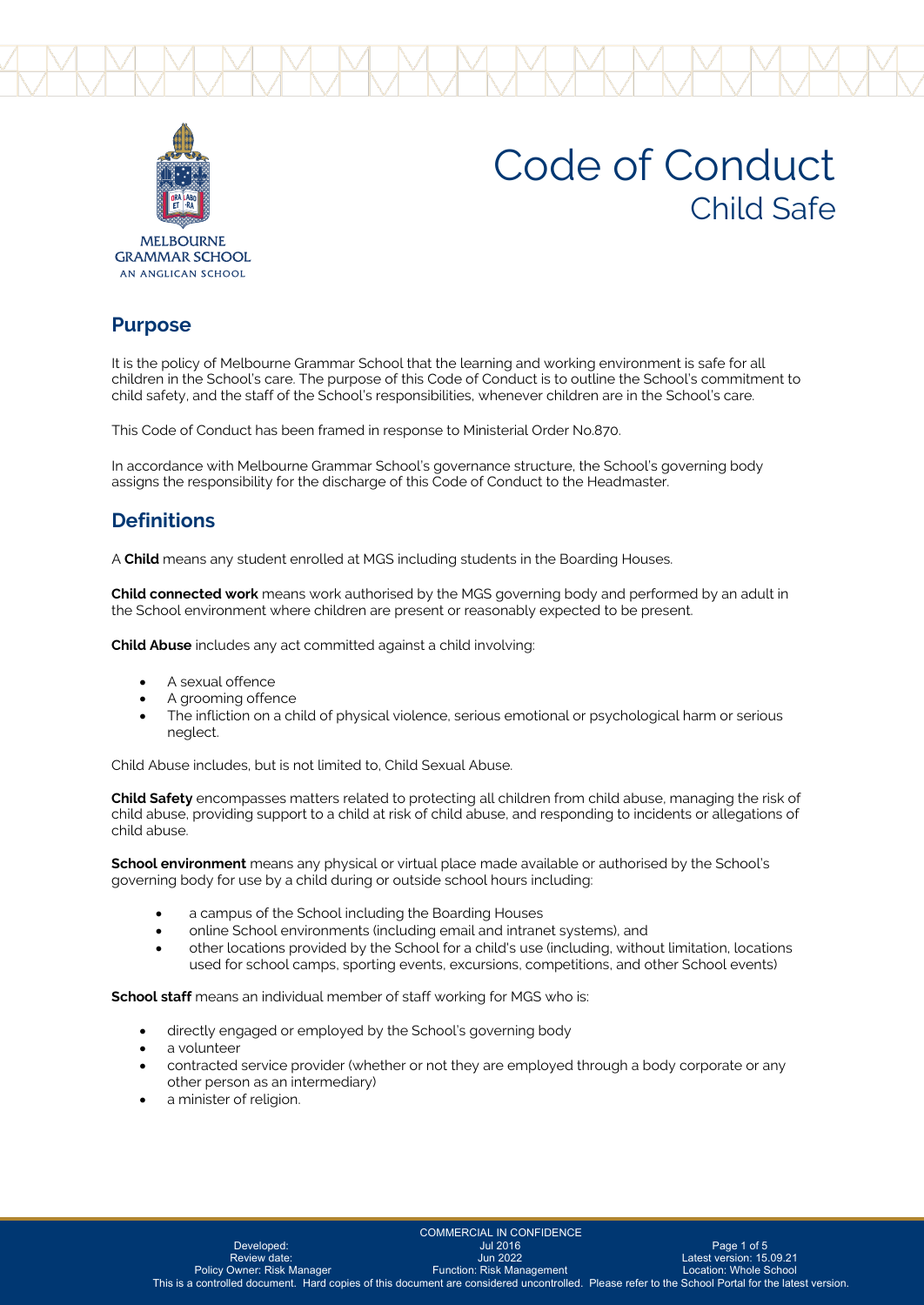MELBOURNE GRAMMAR SCHOOL
AN ANGLICAN SCHOOL

# Code of Conduct
## Child Safe

## Purpose

It is the policy of Melbourne Grammar School that the learning and working environment is safe for all children in the School's care. The purpose of this Code of Conduct is to outline the School's commitment to child safety, and the staff of the School's responsibilities, whenever children are in the School's care.

This Code of Conduct has been framed in response to Ministerial Order No.870.

In accordance with Melbourne Grammar School's governance structure, the School's governing body assigns the responsibility for the discharge of this Code of Conduct to the Headmaster.

## Definitions

A **Child** means any student enrolled at MGS including students in the Boarding Houses.

**Child connected work** means work authorised by the MGS governing body and performed by an adult in the School environment where children are present or reasonably expected to be present.

**Child Abuse** includes any act committed against a child involving:

- A sexual offence
- A grooming offence
- The infliction on a child of physical violence, serious emotional or psychological harm or serious neglect.

Child Abuse includes, but is not limited to, Child Sexual Abuse.

**Child Safety** encompasses matters related to protecting all children from child abuse, managing the risk of child abuse, providing support to a child at risk of child abuse, and responding to incidents or allegations of child abuse.

**School environment** means any physical or virtual place made available or authorised by the School's governing body for use by a child during or outside school hours including:

- a campus of the School including the Boarding Houses
- online School environments (including email and intranet systems), and
- other locations provided by the School for a child's use (including, without limitation, locations used for school camps, sporting events, excursions, competitions, and other School events)

**School staff** means an individual member of staff working for MGS who is:

- directly engaged or employed by the School's governing body
- a volunteer
- contracted service provider (whether or not they are employed through a body corporate or any other person as an intermediary)
- a minister of religion.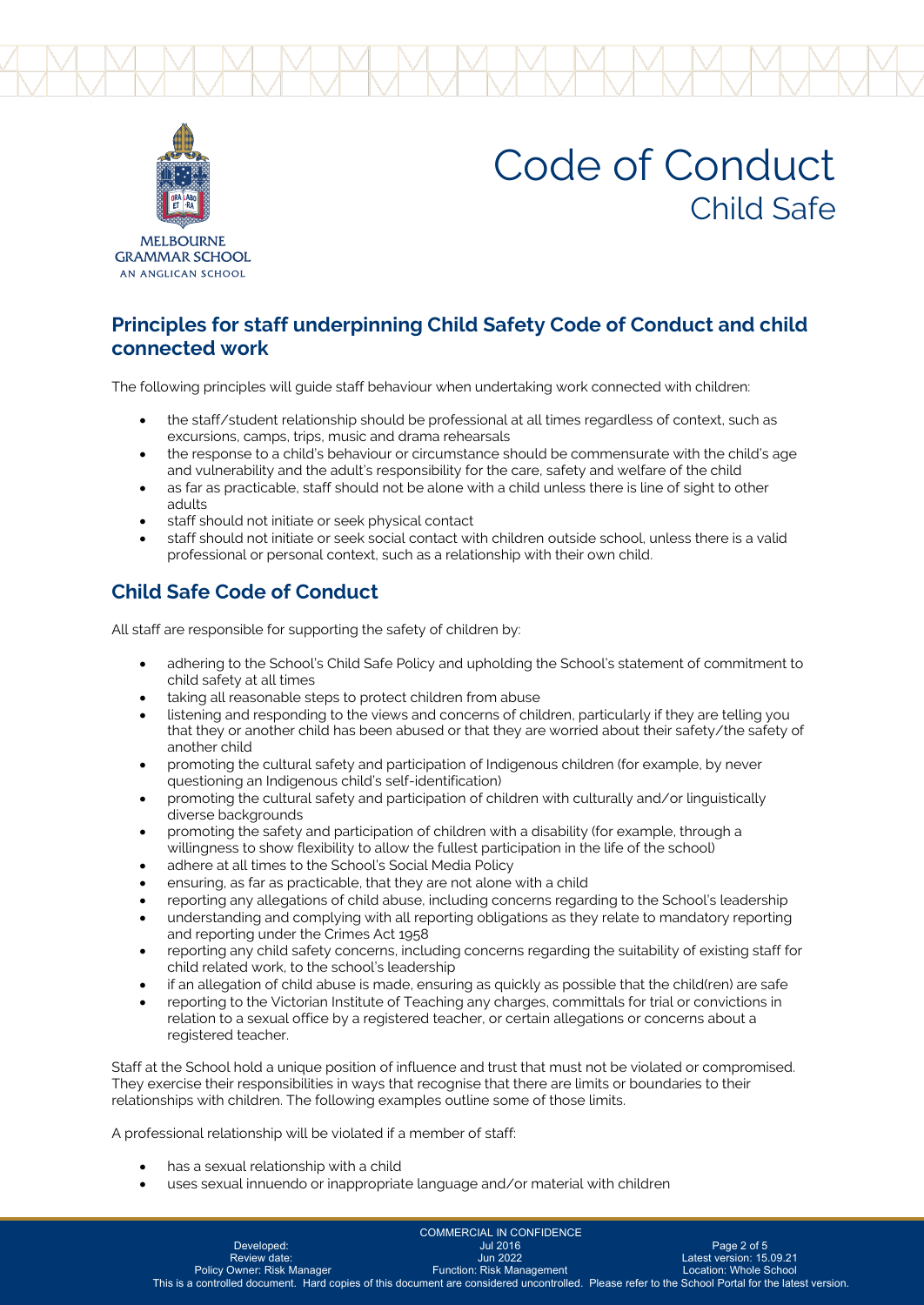# Code of Conduct
## Child Safe

## Principles for staff underpinning Child Safety Code of Conduct and child connected work

The following principles will guide staff behaviour when undertaking work connected with children:

- the staff/student relationship should be professional at all times regardless of context, such as excursions, camps, trips, music and drama rehearsals
- the response to a child's behaviour or circumstance should be commensurate with the child's age and vulnerability and the adult's responsibility for the care, safety and welfare of the child
- as far as practicable, staff should not be alone with a child unless there is line of sight to other adults
- staff should not initiate or seek physical contact
- staff should not initiate or seek social contact with children outside school, unless there is a valid professional or personal context, such as a relationship with their own child.

## Child Safe Code of Conduct

All staff are responsible for supporting the safety of children by:

- adhering to the School's Child Safe Policy and upholding the School's statement of commitment to child safety at all times
- taking all reasonable steps to protect children from abuse
- listening and responding to the views and concerns of children, particularly if they are telling you that they or another child has been abused or that they are worried about their safety/the safety of another child
- promoting the cultural safety and participation of Indigenous children (for example, by never questioning an Indigenous child's self-identification)
- promoting the cultural safety and participation of children with culturally and/or linguistically diverse backgrounds
- promoting the safety and participation of children with a disability (for example, through a willingness to show flexibility to allow the fullest participation in the life of the school)
- adhere at all times to the School's Social Media Policy
- ensuring, as far as practicable, that they are not alone with a child
- reporting any allegations of child abuse, including concerns regarding to the School's leadership
- understanding and complying with all reporting obligations as they relate to mandatory reporting and reporting under the Crimes Act 1958
- reporting any child safety concerns, including concerns regarding the suitability of existing staff for child related work, to the school's leadership
- if an allegation of child abuse is made, ensuring as quickly as possible that the child(ren) are safe
- reporting to the Victorian Institute of Teaching any charges, committals for trial or convictions in relation to a sexual office by a registered teacher, or certain allegations or concerns about a registered teacher.

Staff at the School hold a unique position of influence and trust that must not be violated or compromised. They exercise their responsibilities in ways that recognise that there are limits or boundaries to their relationships with children. The following examples outline some of those limits.

A professional relationship will be violated if a member of staff:

- has a sexual relationship with a child
- uses sexual innuendo or inappropriate language and/or material with children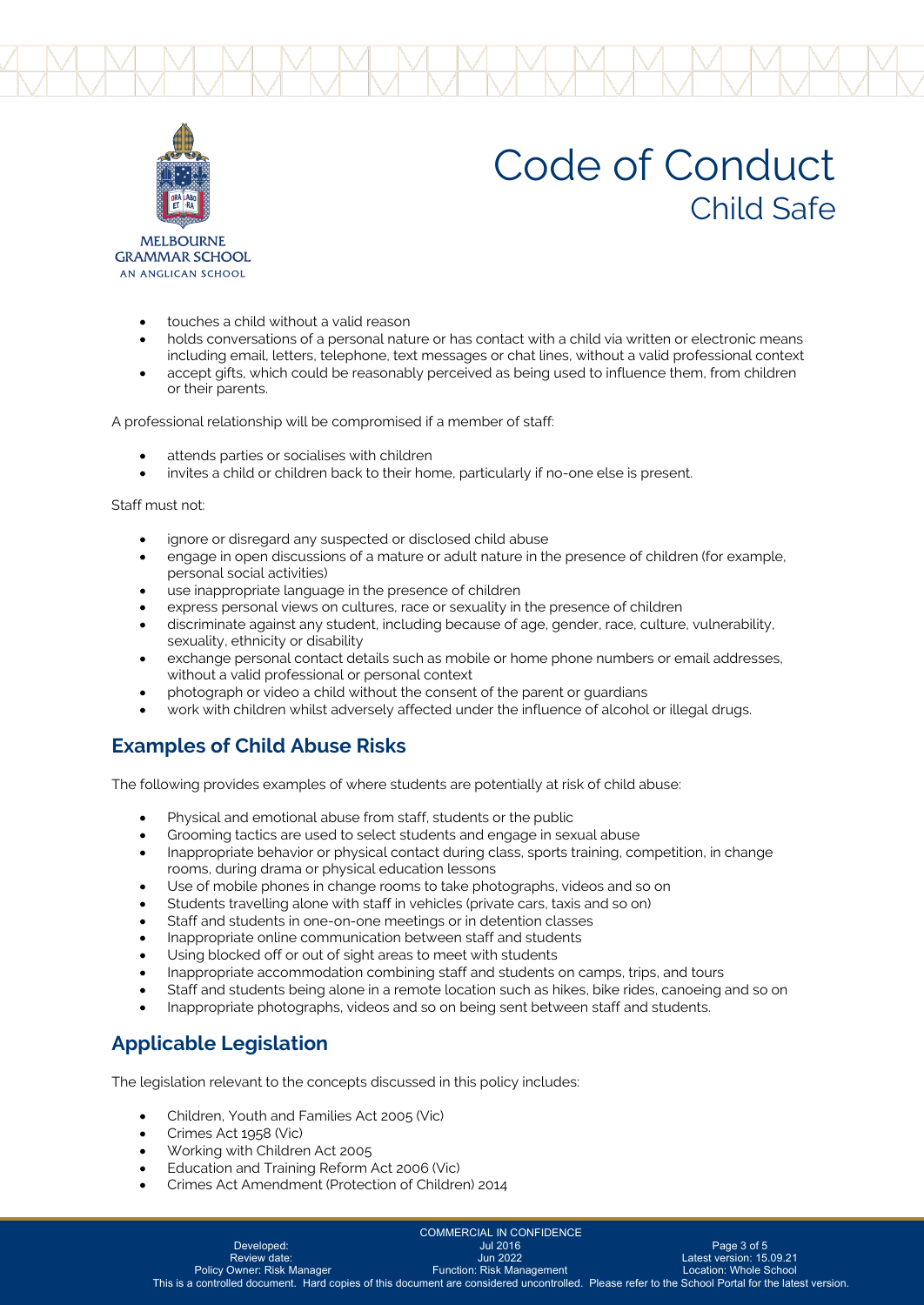- touches a child without a valid reason
- holds conversations of a personal nature or has contact with a child via written or electronic means including email, letters, telephone, text messages or chat lines, without a valid professional context
- accept gifts, which could be reasonably perceived as being used to influence them, from children or their parents.

A professional relationship will be compromised if a member of staff:

- attends parties or socialises with children
- invites a child or children back to their home, particularly if no-one else is present.

Staff must not:

- ignore or disregard any suspected or disclosed child abuse
- engage in open discussions of a mature or adult nature in the presence of children (for example, personal social activities)
- use inappropriate language in the presence of children
- express personal views on cultures, race or sexuality in the presence of children
- discriminate against any student, including because of age, gender, race, culture, vulnerability, sexuality, ethnicity or disability
- exchange personal contact details such as mobile or home phone numbers or email addresses, without a valid professional or personal context
- photograph or video a child without the consent of the parent or guardians
- work with children whilst adversely affected under the influence of alcohol or illegal drugs.

## Examples of Child Abuse Risks

The following provides examples of where students are potentially at risk of child abuse:

- Physical and emotional abuse from staff, students or the public
- Grooming tactics are used to select students and engage in sexual abuse
- Inappropriate behavior or physical contact during class, sports training, competition, in change rooms, during drama or physical education lessons
- Use of mobile phones in change rooms to take photographs, videos and so on
- Students travelling alone with staff in vehicles (private cars, taxis and so on)
- Staff and students in one-on-one meetings or in detention classes
- Inappropriate online communication between staff and students
- Using blocked off or out of sight areas to meet with students
- Inappropriate accommodation combining staff and students on camps, trips, and tours
- Staff and students being alone in a remote location such as hikes, bike rides, canoeing and so on
- Inappropriate photographs, videos and so on being sent between staff and students.

## Applicable Legislation

The legislation relevant to the concepts discussed in this policy includes:

- Children, Youth and Families Act 2005 (Vic)
- Crimes Act 1958 (Vic)
- Working with Children Act 2005
- Education and Training Reform Act 2006 (Vic)
- Crimes Act Amendment (Protection of Children) 2014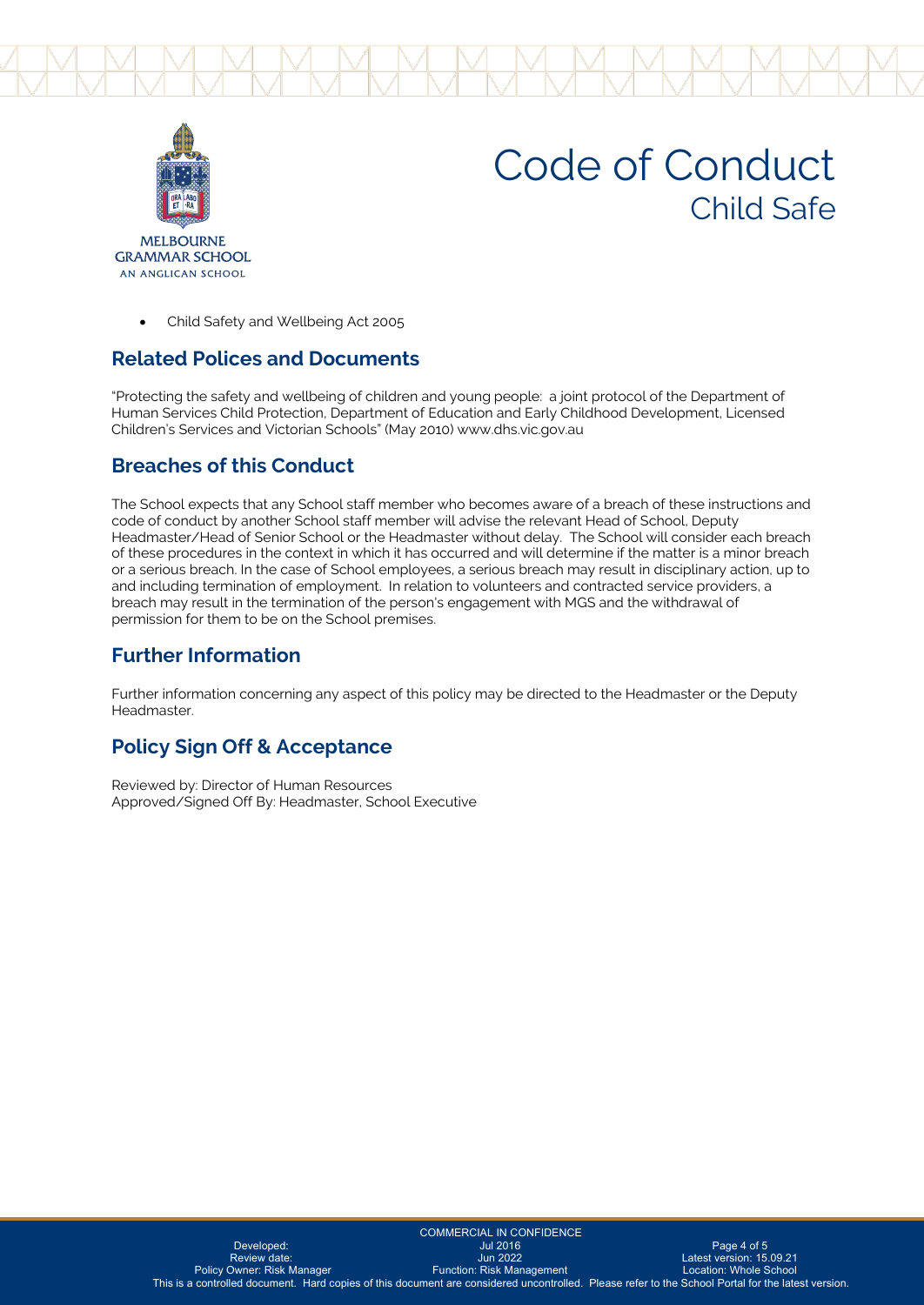- Child Safety and Wellbeing Act 2005

## Related Polices and Documents

"Protecting the safety and wellbeing of children and young people: a joint protocol of the Department of Human Services Child Protection, Department of Education and Early Childhood Development, Licensed Children's Services and Victorian Schools" (May 2010) www.dhs.vic.gov.au

## Breaches of this Conduct

The School expects that any School staff member who becomes aware of a breach of these instructions and code of conduct by another School staff member will advise the relevant Head of School, Deputy Headmaster/Head of Senior School or the Headmaster without delay. The School will consider each breach of these procedures in the context in which it has occurred and will determine if the matter is a minor breach or a serious breach. In the case of School employees, a serious breach may result in disciplinary action, up to and including termination of employment. In relation to volunteers and contracted service providers, a breach may result in the termination of the person's engagement with MGS and the withdrawal of permission for them to be on the School premises.

## Further Information

Further information concerning any aspect of this policy may be directed to the Headmaster or the Deputy Headmaster.

## Policy Sign Off & Acceptance

Reviewed by: Director of Human Resources
Approved/Signed Off By: Headmaster, School Executive